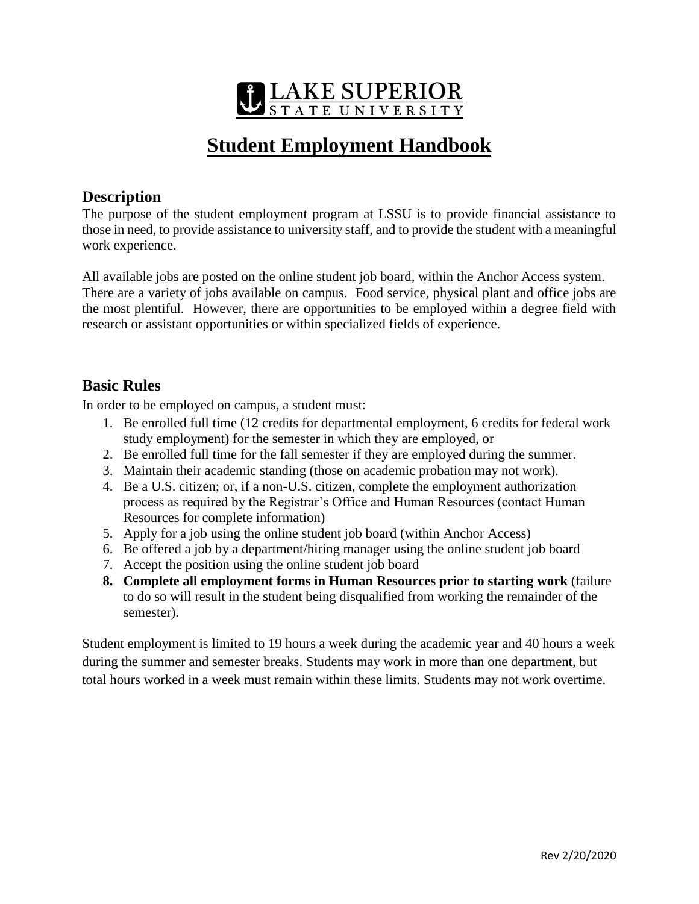LAKE SUPERIOR STATE UNIVERSITY

# Student Employment Handbook

## Description

The purpose of the student employment program at LSSU is to provide financial assistance to those in need, to provide assistance to university staff, and to provide the student with a meaningful work experience.

All available jobs are posted on the online student job board, within the Anchor Access system. There are a variety of jobs available on campus. Food service, physical plant and office jobs are the most plentiful. However, there are opportunities to be employed within a degree field with research or assistant opportunities or within specialized fields of experience.

## Basic Rules

In order to be employed on campus, a student must:

1. Be enrolled full time (12 credits for departmental employment, 6 credits for federal work study employment) for the semester in which they are employed, or
2. Be enrolled full time for the fall semester if they are employed during the summer.
3. Maintain their academic standing (those on academic probation may not work).
4. Be a U.S. citizen; or, if a non-U.S. citizen, complete the employment authorization process as required by the Registrar's Office and Human Resources (contact Human Resources for complete information)
5. Apply for a job using the online student job board (within Anchor Access)
6. Be offered a job by a department/hiring manager using the online student job board
7. Accept the position using the online student job board
8. **Complete all employment forms in Human Resources prior to starting work** (failure to do so will result in the student being disqualified from working the remainder of the semester).

Student employment is limited to 19 hours a week during the academic year and 40 hours a week during the summer and semester breaks. Students may work in more than one department, but total hours worked in a week must remain within these limits. Students may not work overtime.

Rev 2/20/2020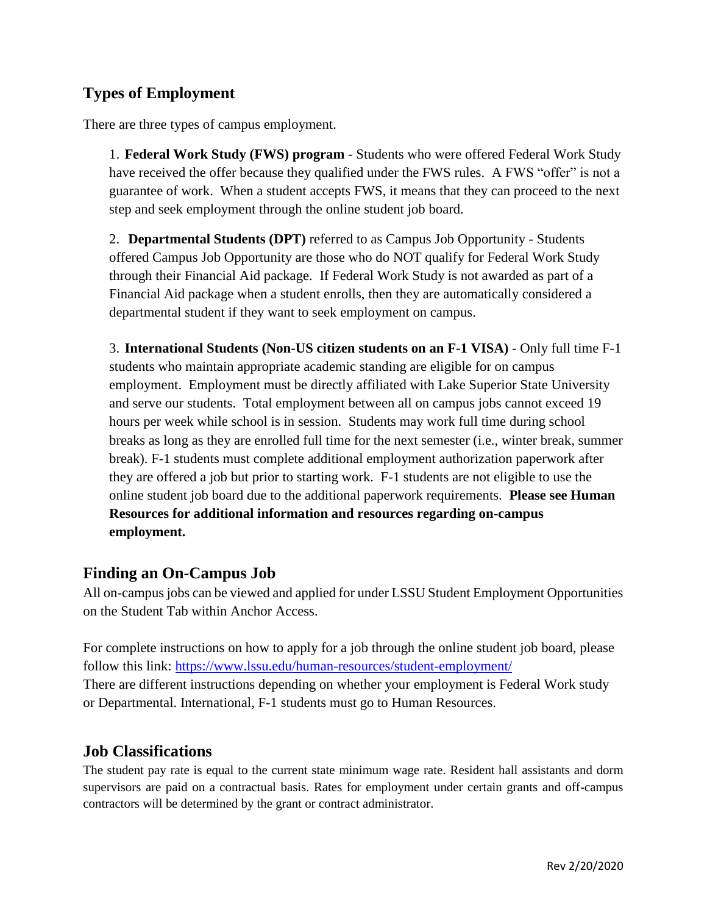## Types of Employment

There are three types of campus employment.

1. **Federal Work Study (FWS) program** - Students who were offered Federal Work Study have received the offer because they qualified under the FWS rules. A FWS "offer" is not a guarantee of work. When a student accepts FWS, it means that they can proceed to the next step and seek employment through the online student job board.

2. **Departmental Students (DPT)** referred to as Campus Job Opportunity - Students offered Campus Job Opportunity are those who do NOT qualify for Federal Work Study through their Financial Aid package. If Federal Work Study is not awarded as part of a Financial Aid package when a student enrolls, then they are automatically considered a departmental student if they want to seek employment on campus.

3. **International Students (Non-US citizen students on an F-1 VISA)** - Only full time F-1 students who maintain appropriate academic standing are eligible for on campus employment. Employment must be directly affiliated with Lake Superior State University and serve our students. Total employment between all on campus jobs cannot exceed 19 hours per week while school is in session. Students may work full time during school breaks as long as they are enrolled full time for the next semester (i.e., winter break, summer break). F-1 students must complete additional employment authorization paperwork after they are offered a job but prior to starting work. F-1 students are not eligible to use the online student job board due to the additional paperwork requirements. **Please see Human Resources for additional information and resources regarding on-campus employment.**

## Finding an On-Campus Job

All on-campus jobs can be viewed and applied for under LSSU Student Employment Opportunities on the Student Tab within Anchor Access.

For complete instructions on how to apply for a job through the online student job board, please follow this link: https://www.lssu.edu/human-resources/student-employment/
There are different instructions depending on whether your employment is Federal Work study or Departmental. International, F-1 students must go to Human Resources.

## Job Classifications

The student pay rate is equal to the current state minimum wage rate. Resident hall assistants and dorm supervisors are paid on a contractual basis. Rates for employment under certain grants and off-campus contractors will be determined by the grant or contract administrator.

Rev 2/20/2020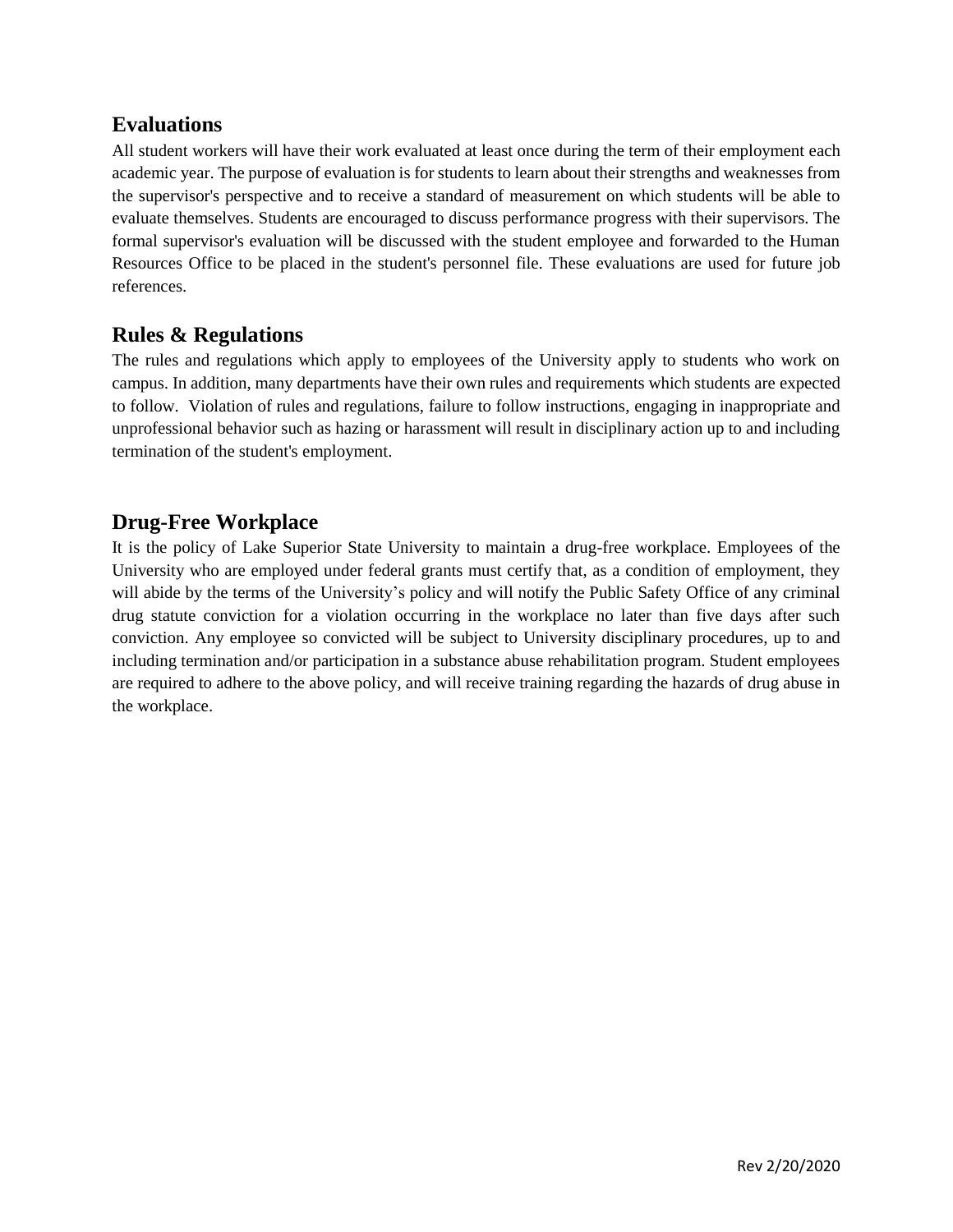## Evaluations

All student workers will have their work evaluated at least once during the term of their employment each academic year. The purpose of evaluation is for students to learn about their strengths and weaknesses from the supervisor's perspective and to receive a standard of measurement on which students will be able to evaluate themselves. Students are encouraged to discuss performance progress with their supervisors. The formal supervisor's evaluation will be discussed with the student employee and forwarded to the Human Resources Office to be placed in the student's personnel file. These evaluations are used for future job references.

## Rules & Regulations

The rules and regulations which apply to employees of the University apply to students who work on campus. In addition, many departments have their own rules and requirements which students are expected to follow. Violation of rules and regulations, failure to follow instructions, engaging in inappropriate and unprofessional behavior such as hazing or harassment will result in disciplinary action up to and including termination of the student's employment.

## Drug-Free Workplace

It is the policy of Lake Superior State University to maintain a drug-free workplace. Employees of the University who are employed under federal grants must certify that, as a condition of employment, they will abide by the terms of the University's policy and will notify the Public Safety Office of any criminal drug statute conviction for a violation occurring in the workplace no later than five days after such conviction. Any employee so convicted will be subject to University disciplinary procedures, up to and including termination and/or participation in a substance abuse rehabilitation program. Student employees are required to adhere to the above policy, and will receive training regarding the hazards of drug abuse in the workplace.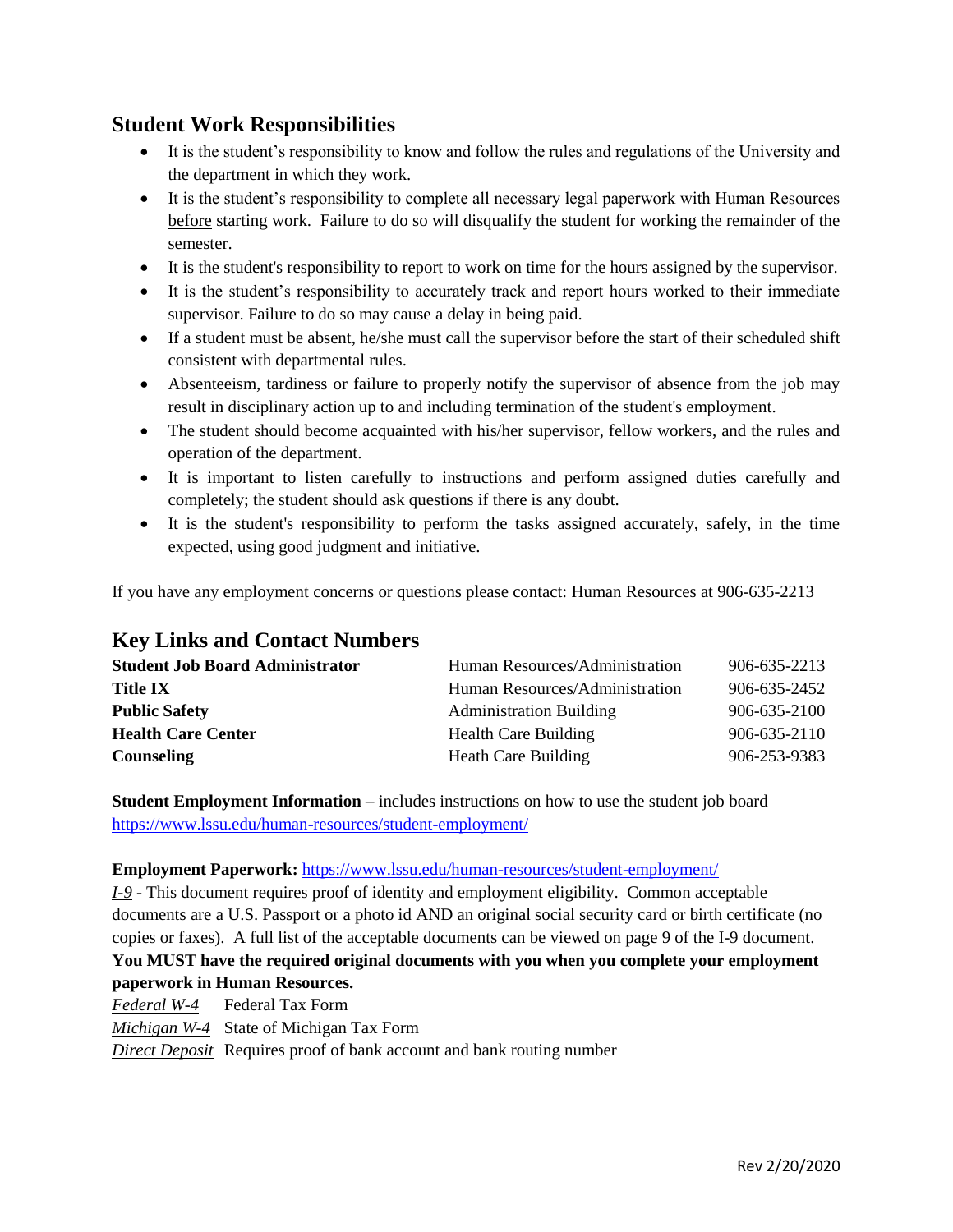## Student Work Responsibilities

- It is the student's responsibility to know and follow the rules and regulations of the University and the department in which they work.
- It is the student's responsibility to complete all necessary legal paperwork with Human Resources before starting work. Failure to do so will disqualify the student for working the remainder of the semester.
- It is the student's responsibility to report to work on time for the hours assigned by the supervisor.
- It is the student's responsibility to accurately track and report hours worked to their immediate supervisor. Failure to do so may cause a delay in being paid.
- If a student must be absent, he/she must call the supervisor before the start of their scheduled shift consistent with departmental rules.
- Absenteeism, tardiness or failure to properly notify the supervisor of absence from the job may result in disciplinary action up to and including termination of the student's employment.
- The student should become acquainted with his/her supervisor, fellow workers, and the rules and operation of the department.
- It is important to listen carefully to instructions and perform assigned duties carefully and completely; the student should ask questions if there is any doubt.
- It is the student's responsibility to perform the tasks assigned accurately, safely, in the time expected, using good judgment and initiative.

If you have any employment concerns or questions please contact: Human Resources at 906-635-2213

## Key Links and Contact Numbers

| | | |
|---|---|---|
| **Student Job Board Administrator** | Human Resources/Administration | 906-635-2213 |
| **Title IX** | Human Resources/Administration | 906-635-2452 |
| **Public Safety** | Administration Building | 906-635-2100 |
| **Health Care Center** | Health Care Building | 906-635-2110 |
| **Counseling** | Heath Care Building | 906-253-9383 |

**Student Employment Information** – includes instructions on how to use the student job board
https://www.lssu.edu/human-resources/student-employment/

**Employment Paperwork:** https://www.lssu.edu/human-resources/student-employment/

*I-9* - This document requires proof of identity and employment eligibility. Common acceptable documents are a U.S. Passport or a photo id AND an original social security card or birth certificate (no copies or faxes). A full list of the acceptable documents can be viewed on page 9 of the I-9 document.

**You MUST have the required original documents with you when you complete your employment paperwork in Human Resources.**

*Federal W-4* Federal Tax Form

*Michigan W-4* State of Michigan Tax Form

*Direct Deposit* Requires proof of bank account and bank routing number

Rev 2/20/2020